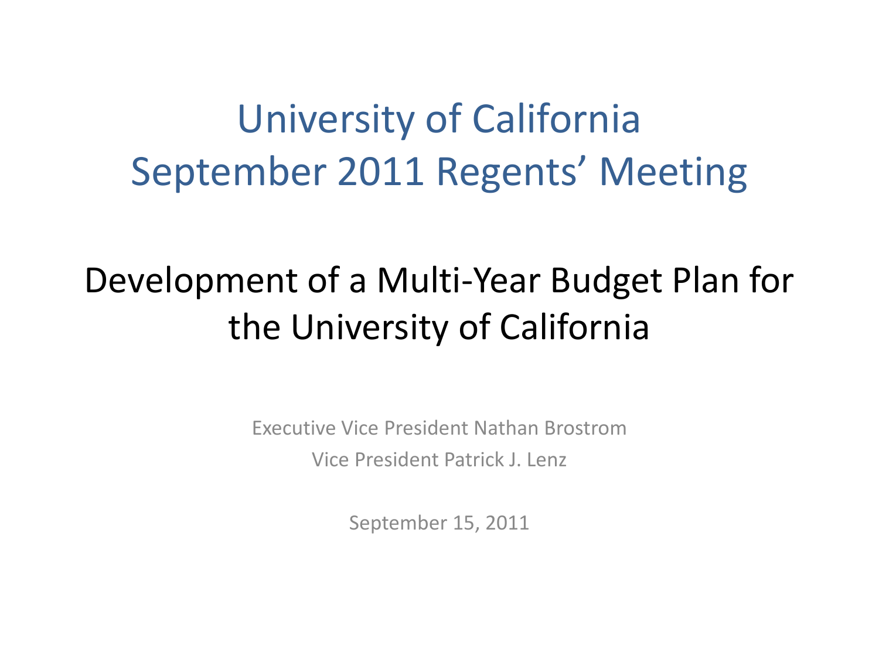# University of California
# September 2011 Regents' Meeting

## Development of a Multi-Year Budget Plan for the University of California

Executive Vice President Nathan Brostrom

Vice President Patrick J. Lenz

September 15, 2011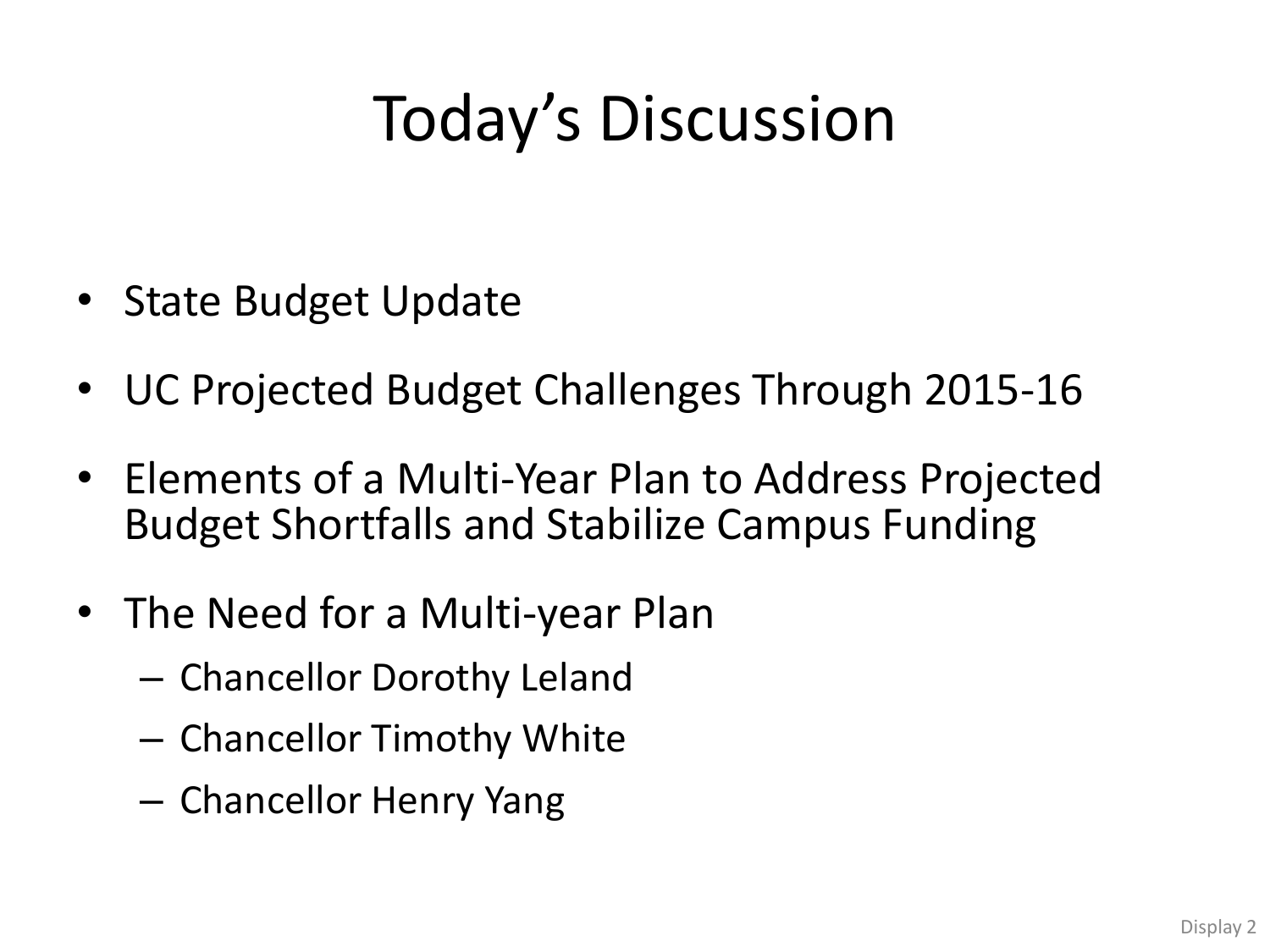# Today's Discussion

- State Budget Update
- UC Projected Budget Challenges Through 2015-16
- Elements of a Multi-Year Plan to Address Projected Budget Shortfalls and Stabilize Campus Funding
- The Need for a Multi-year Plan
  - Chancellor Dorothy Leland
  - Chancellor Timothy White
  - Chancellor Henry Yang

Display 2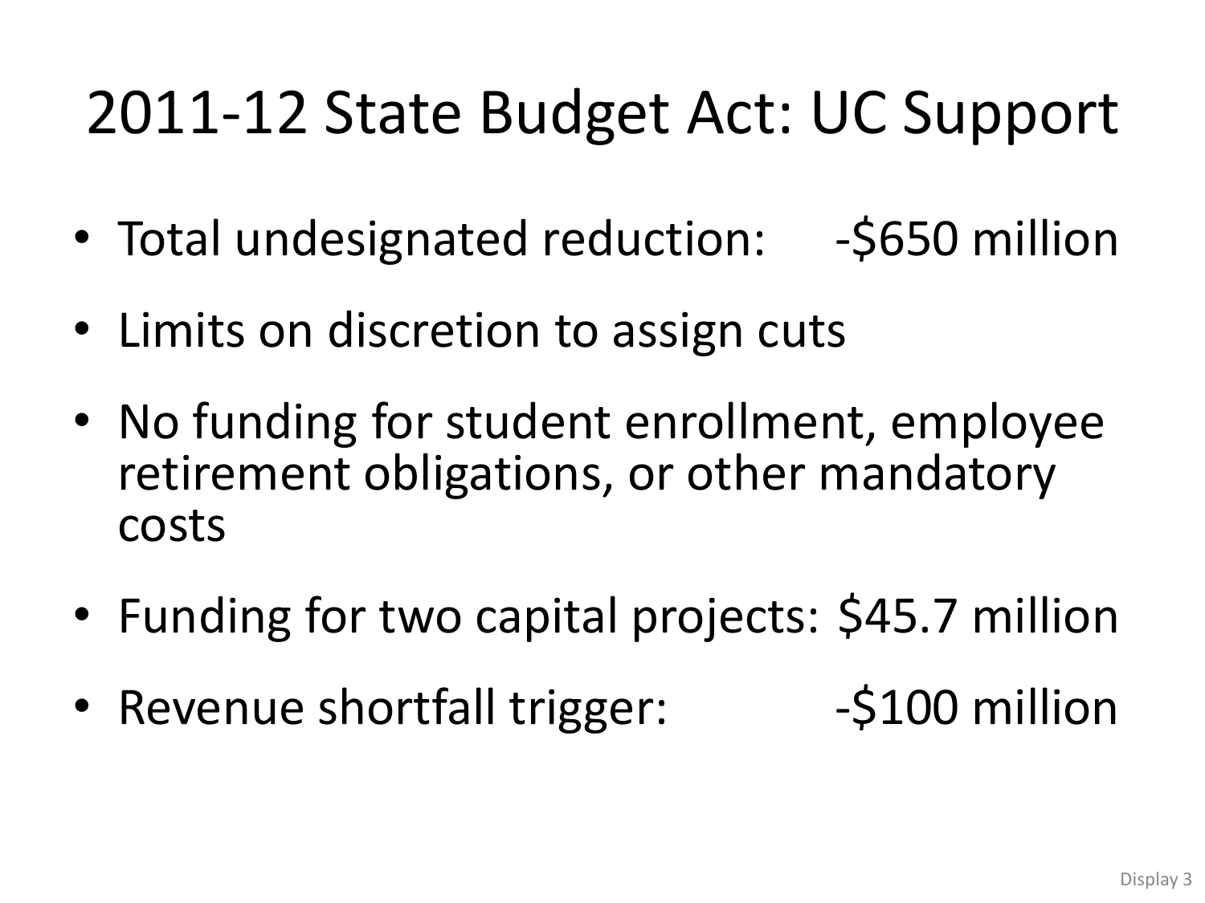# 2011-12 State Budget Act: UC Support

- Total undesignated reduction: -$650 million
- Limits on discretion to assign cuts
- No funding for student enrollment, employee retirement obligations, or other mandatory costs
- Funding for two capital projects: $45.7 million
- Revenue shortfall trigger: -$100 million

Display 3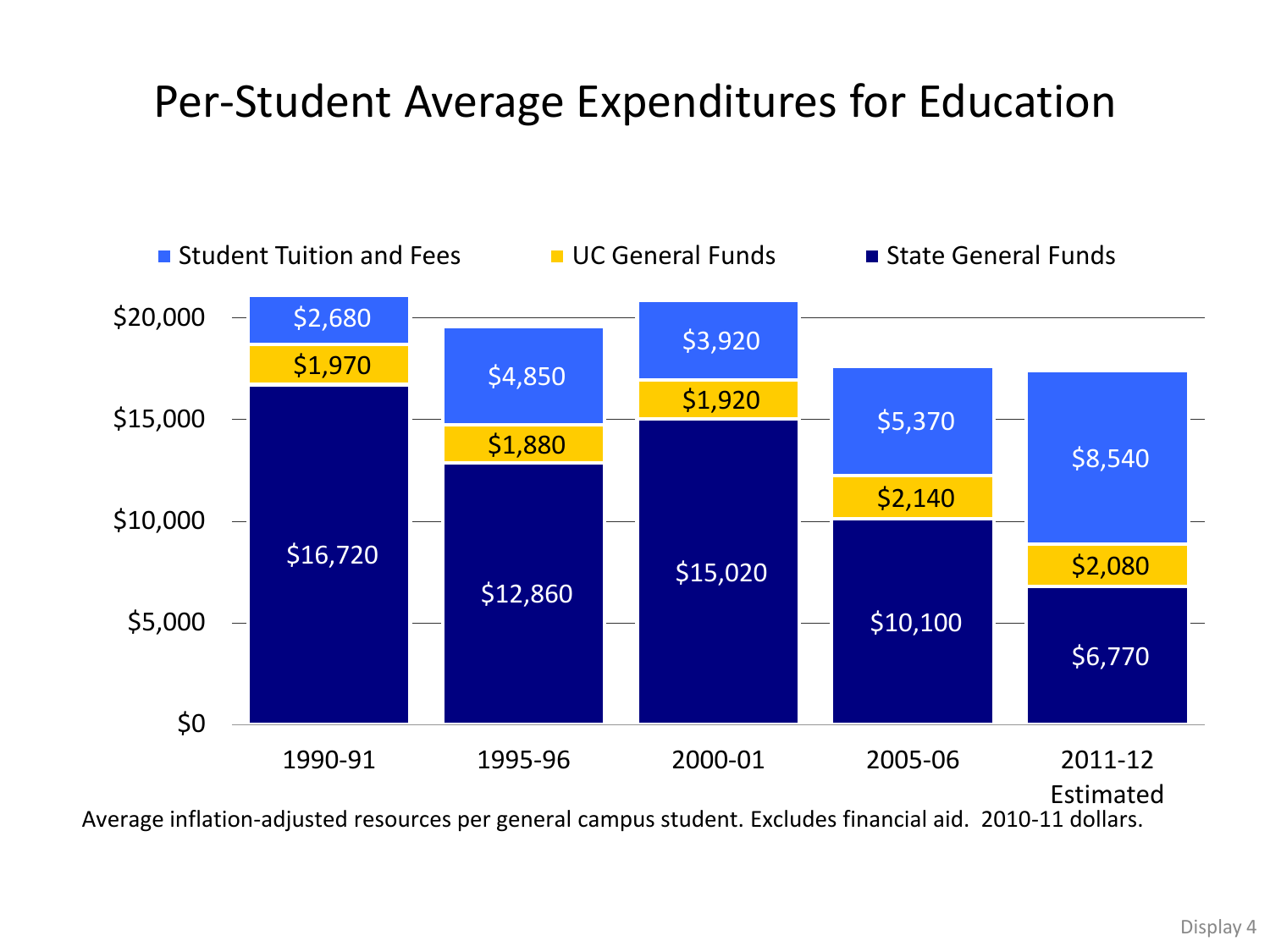# Per-Student Average Expenditures for Education

| | 1990-91 | 1995-96 | 2000-01 | 2005-06 | 2011-12 Estimated |
|---|---|---|---|---|---|
| Student Tuition and Fees | $2,680 | $4,850 | $3,920 | $5,370 | $8,540 |
| UC General Funds | $1,970 | $1,880 | $1,920 | $2,140 | $2,080 |
| State General Funds | $16,720 | $12,860 | $15,020 | $10,100 | $6,770 |

Average inflation-adjusted resources per general campus student. Excludes financial aid. 2010-11 dollars.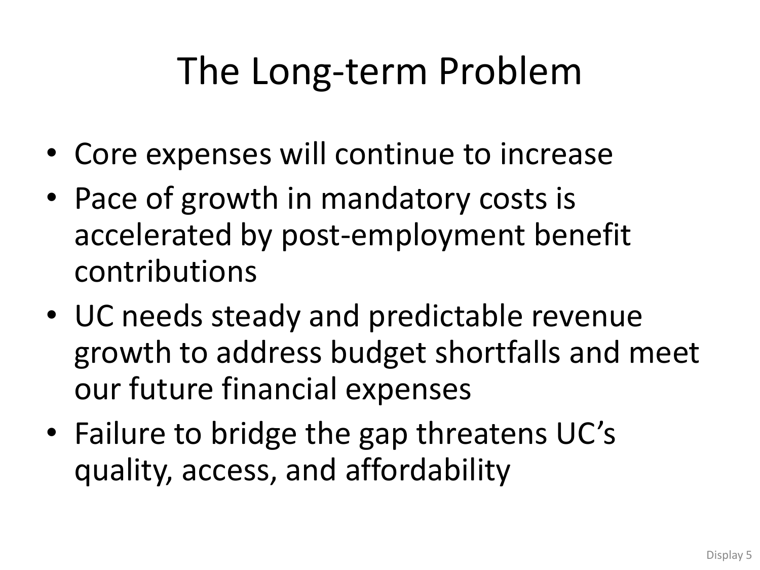# The Long-term Problem

- Core expenses will continue to increase
- Pace of growth in mandatory costs is accelerated by post-employment benefit contributions
- UC needs steady and predictable revenue growth to address budget shortfalls and meet our future financial expenses
- Failure to bridge the gap threatens UC's quality, access, and affordability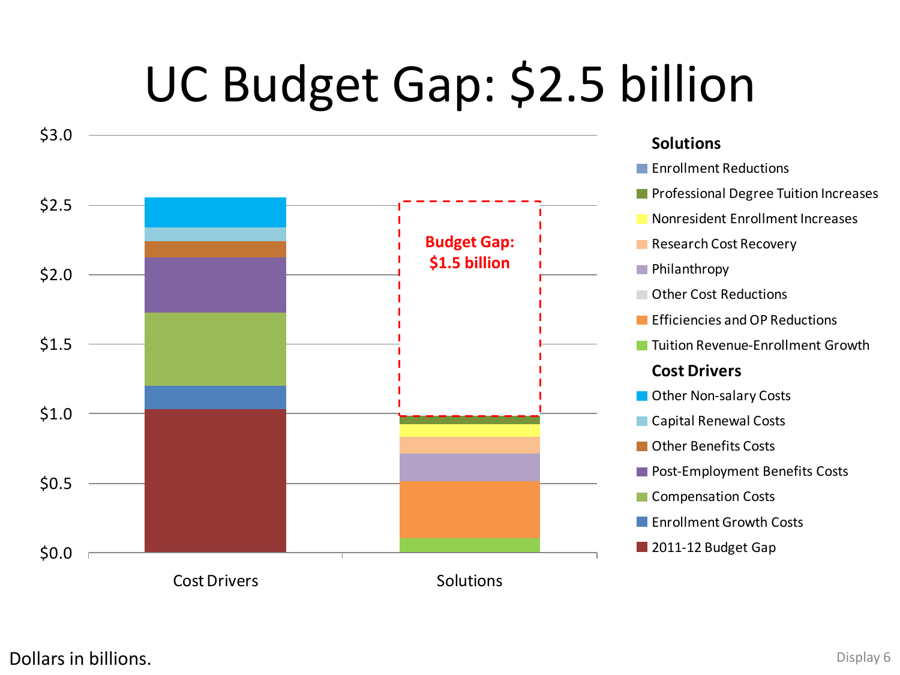# UC Budget Gap: $2.5 billion

$3.0
$2.5
$2.0
$1.5
$1.0
$0.5
$0.0

Budget Gap: $1.5 billion

Cost Drivers

Solutions

**Solutions**

- Enrollment Reductions
- Professional Degree Tuition Increases
- Nonresident Enrollment Increases
- Research Cost Recovery
- Philanthropy
- Other Cost Reductions
- Efficiencies and OP Reductions
- Tuition Revenue-Enrollment Growth

**Cost Drivers**

- Other Non-salary Costs
- Capital Renewal Costs
- Other Benefits Costs
- Post-Employment Benefits Costs
- Compensation Costs
- Enrollment Growth Costs
- 2011-12 Budget Gap

Dollars in billions.

Display 6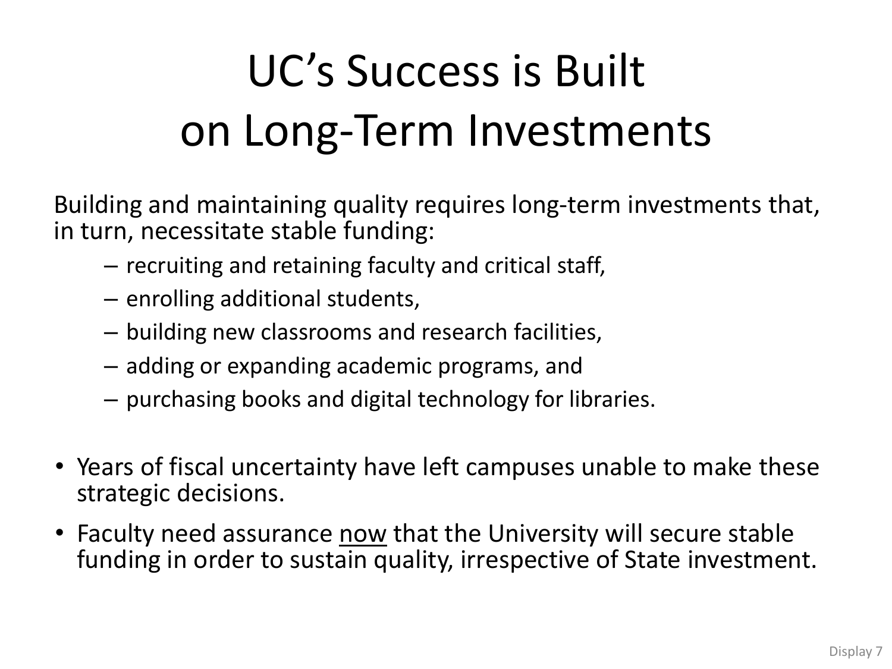# UC's Success is Built on Long-Term Investments

Building and maintaining quality requires long-term investments that, in turn, necessitate stable funding:

- recruiting and retaining faculty and critical staff,
- enrolling additional students,
- building new classrooms and research facilities,
- adding or expanding academic programs, and
- purchasing books and digital technology for libraries.

- Years of fiscal uncertainty have left campuses unable to make these strategic decisions.
- Faculty need assurance <u>now</u> that the University will secure stable funding in order to sustain quality, irrespective of State investment.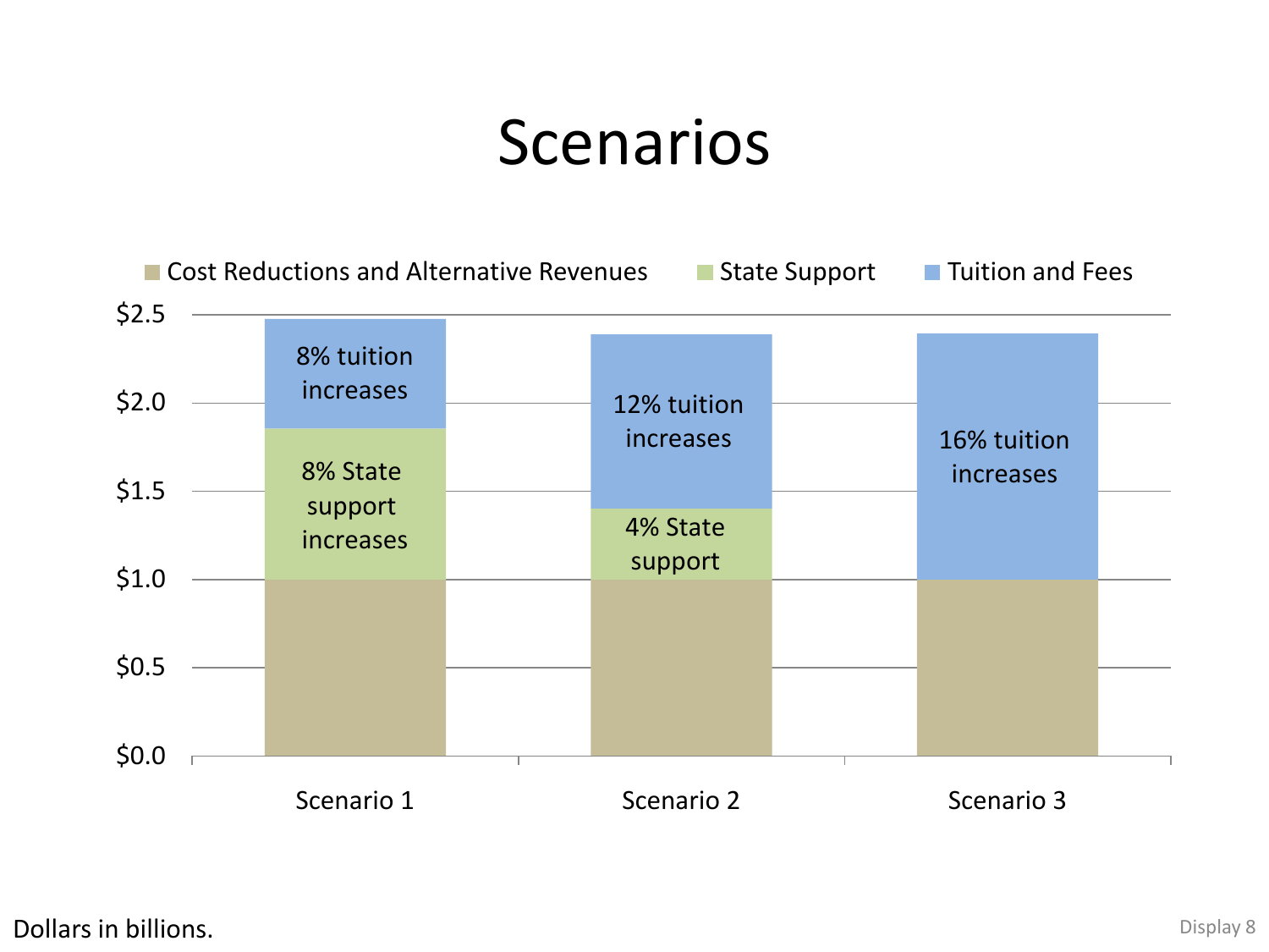# Scenarios

Cost Reductions and Alternative Revenues | State Support | Tuition and Fees

| | Cost Reductions and Alternative Revenues | State Support | Tuition and Fees |
|---|---|---|---|
| Scenario 1 | | 8% State support increases | 8% tuition increases |
| Scenario 2 | | 4% State support | 12% tuition increases |
| Scenario 3 | | | 16% tuition increases |

$0.0 – $2.5

Dollars in billions.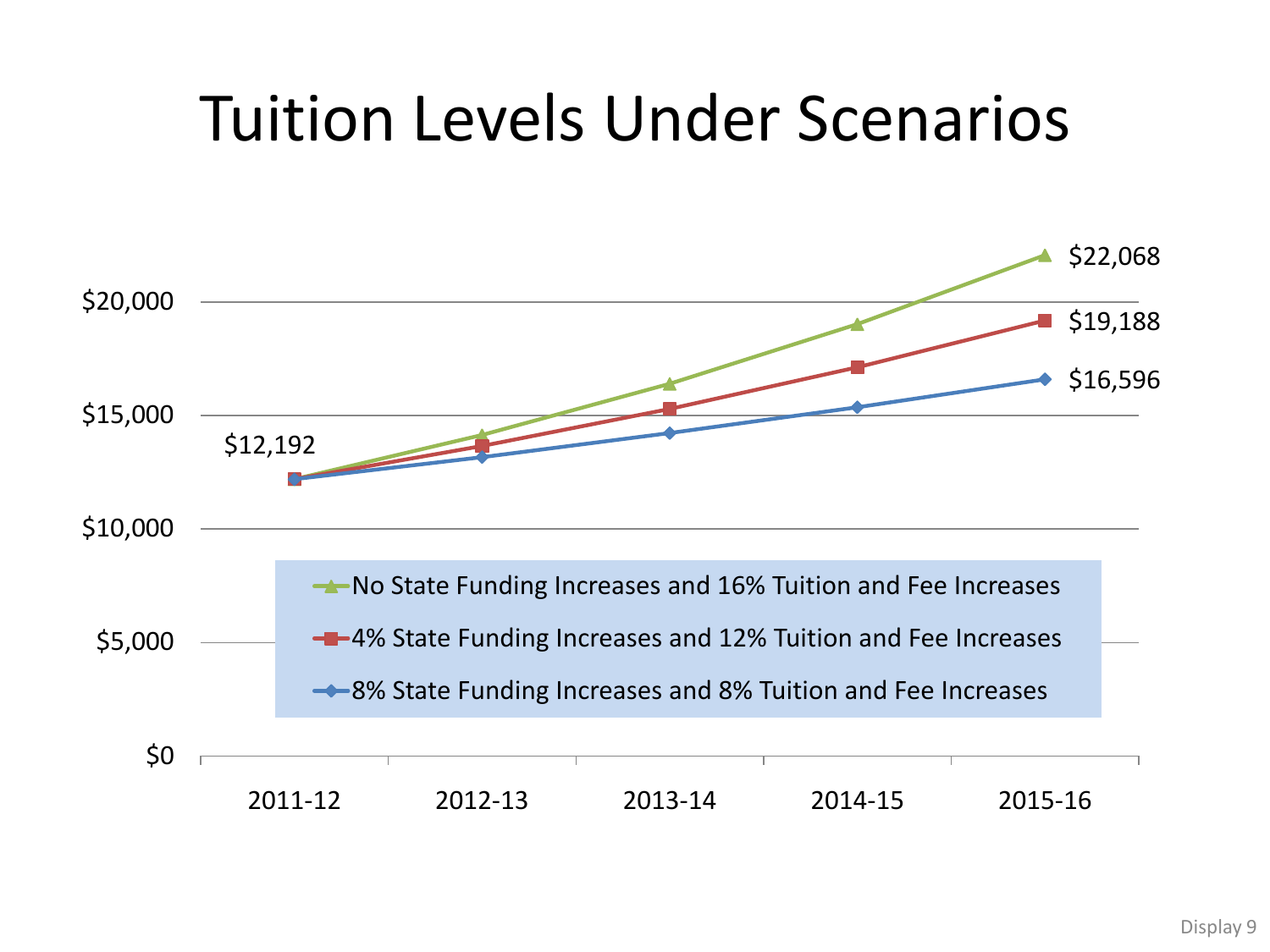# Tuition Levels Under Scenarios

$20,000

$15,000

$10,000

$5,000

$0

$12,192

$22,068

$19,188

$16,596

No State Funding Increases and 16% Tuition and Fee Increases

4% State Funding Increases and 12% Tuition and Fee Increases

8% State Funding Increases and 8% Tuition and Fee Increases

2011-12 2012-13 2013-14 2014-15 2015-16

Display 9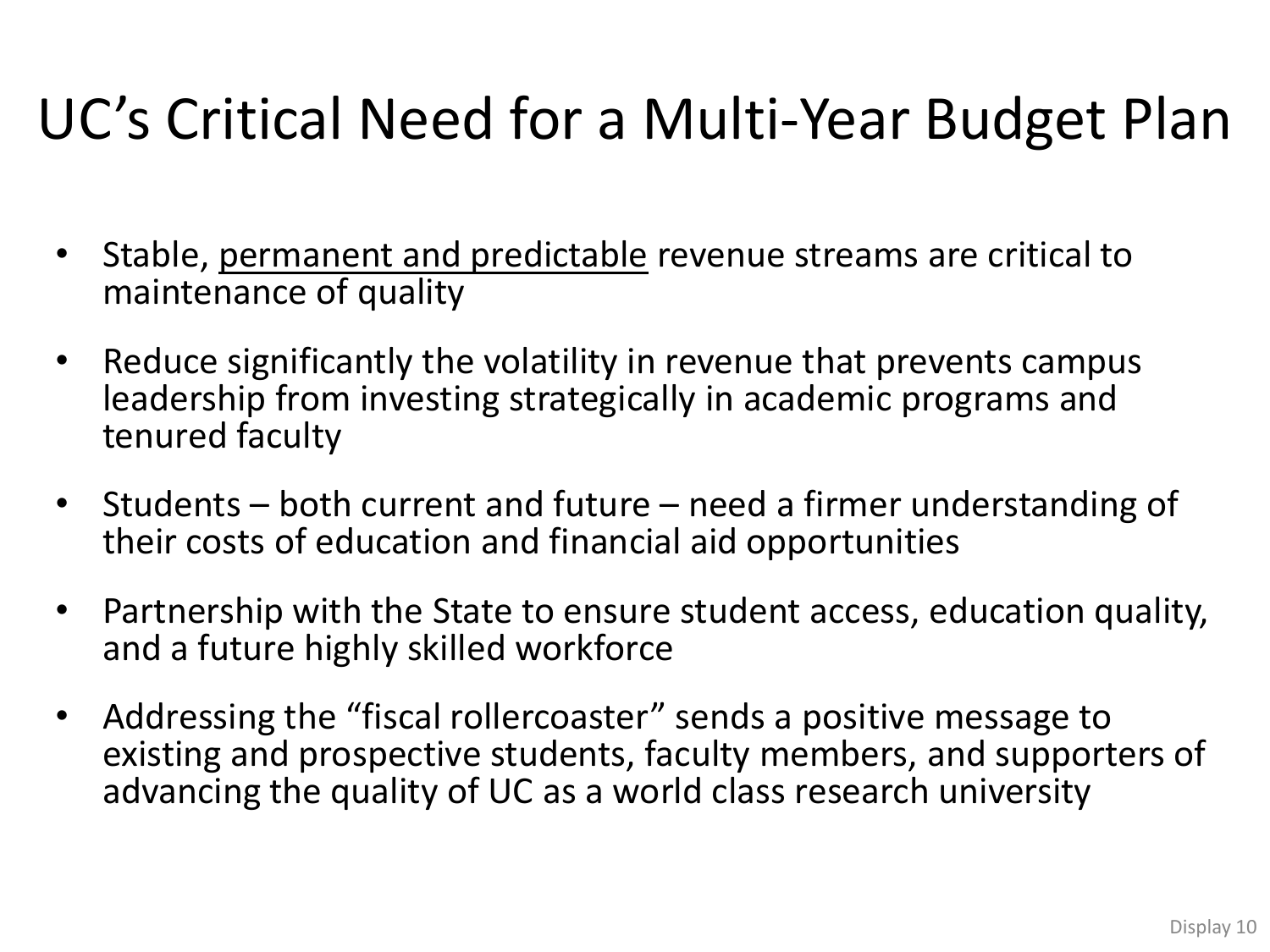# UC's Critical Need for a Multi-Year Budget Plan

- Stable, <u>permanent and predictable</u> revenue streams are critical to maintenance of quality
- Reduce significantly the volatility in revenue that prevents campus leadership from investing strategically in academic programs and tenured faculty
- Students – both current and future – need a firmer understanding of their costs of education and financial aid opportunities
- Partnership with the State to ensure student access, education quality, and a future highly skilled workforce
- Addressing the "fiscal rollercoaster" sends a positive message to existing and prospective students, faculty members, and supporters of advancing the quality of UC as a world class research university

Display 10